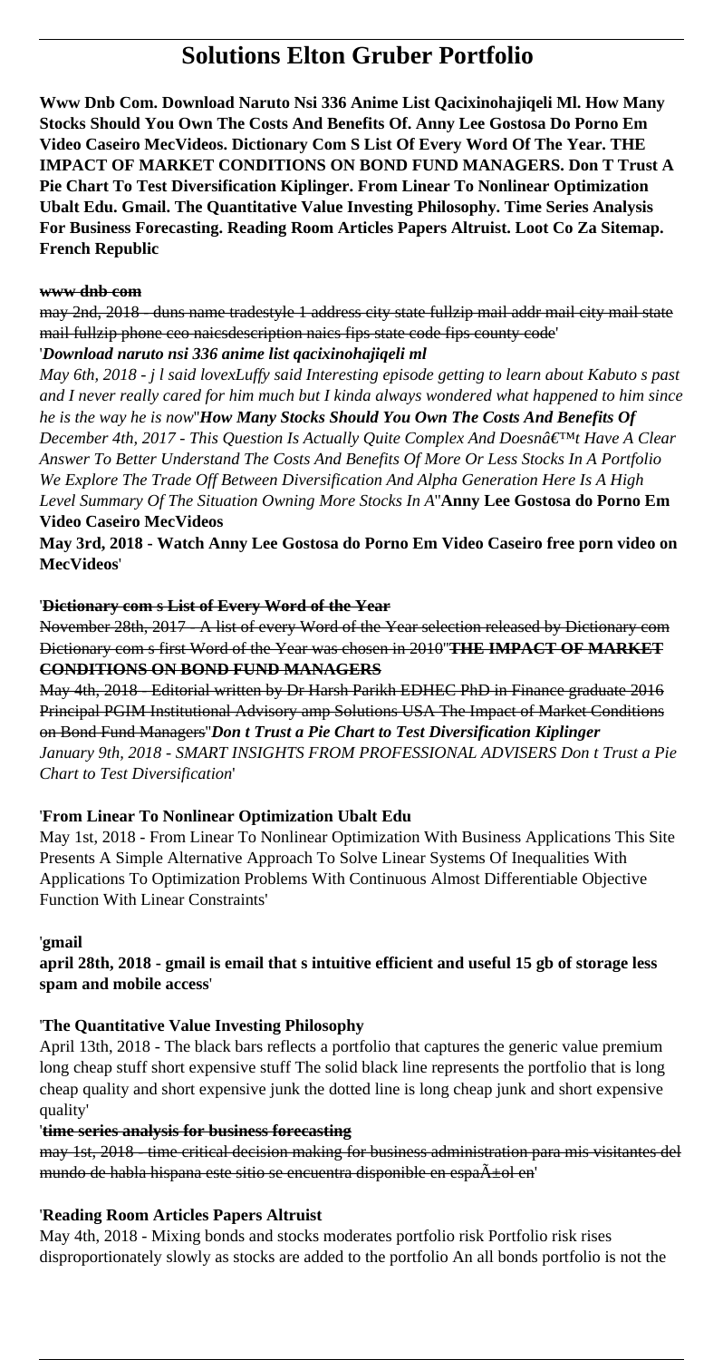# Solutions Elton Gruber Portfolio

**Www Dnb Com. Download Naruto Nsi 336 Anime List Qacixinohajiqeli Ml. How Many Stocks Should You Own The Costs And Benefits Of. Anny Lee Gostosa Do Porno Em Video Caseiro MecVideos. Dictionary Com S List Of Every Word Of The Year. THE IMPACT OF MARKET CONDITIONS ON BOND FUND MANAGERS. Don T Trust A Pie Chart To Test Diversification Kiplinger. From Linear To Nonlinear Optimization Ubalt Edu. Gmail. The Quantitative Value Investing Philosophy. Time Series Analysis For Business Forecasting. Reading Room Articles Papers Altruist. Loot Co Za Sitemap. French Republic**

**www dnb com**

may 2nd, 2018 - duns name tradestyle 1 address city state fullzip mail addr mail city mail state mail fullzip phone ceo naicsdescription naics fips state code fips county code'

'*Download naruto nsi 336 anime list qacixinohajiqeli ml*

*May 6th, 2018 - j l said lovexLuffy said Interesting episode getting to learn about Kabuto s past and I never really cared for him much but I kinda always wondered what happened to him since he is the way he is now*''*How Many Stocks Should You Own The Costs And Benefits Of*
*December 4th, 2017 - This Question Is Actually Quite Complex And Doesnâ€™t Have A Clear Answer To Better Understand The Costs And Benefits Of More Or Less Stocks In A Portfolio We Explore The Trade Off Between Diversification And Alpha Generation Here Is A High Level Summary Of The Situation Owning More Stocks In A*''**Anny Lee Gostosa do Porno Em Video Caseiro MecVideos**

**May 3rd, 2018 - Watch Anny Lee Gostosa do Porno Em Video Caseiro free porn video on MecVideos**'

'**Dictionary com s List of Every Word of the Year**

November 28th, 2017 - A list of every Word of the Year selection released by Dictionary com Dictionary com s first Word of the Year was chosen in 2010''**THE IMPACT OF MARKET CONDITIONS ON BOND FUND MANAGERS**

May 4th, 2018 - Editorial written by Dr Harsh Parikh EDHEC PhD in Finance graduate 2016 Principal PGIM Institutional Advisory amp Solutions USA The Impact of Market Conditions on Bond Fund Managers''*Don t Trust a Pie Chart to Test Diversification Kiplinger*
*January 9th, 2018 - SMART INSIGHTS FROM PROFESSIONAL ADVISERS Don t Trust a Pie Chart to Test Diversification*'

'**From Linear To Nonlinear Optimization Ubalt Edu**

May 1st, 2018 - From Linear To Nonlinear Optimization With Business Applications This Site Presents A Simple Alternative Approach To Solve Linear Systems Of Inequalities With Applications To Optimization Problems With Continuous Almost Differentiable Objective Function With Linear Constraints'

'**gmail**

**april 28th, 2018 - gmail is email that s intuitive efficient and useful 15 gb of storage less spam and mobile access**'

'**The Quantitative Value Investing Philosophy**

April 13th, 2018 - The black bars reflects a portfolio that captures the generic value premium long cheap stuff short expensive stuff The solid black line represents the portfolio that is long cheap quality and short expensive junk the dotted line is long cheap junk and short expensive quality'

'**time series analysis for business forecasting**

may 1st, 2018 - time critical decision making for business administration para mis visitantes del mundo de habla hispana este sitio se encuentra disponible en espaÃ±ol en'

'**Reading Room Articles Papers Altruist**

May 4th, 2018 - Mixing bonds and stocks moderates portfolio risk Portfolio risk rises disproportionately slowly as stocks are added to the portfolio An all bonds portfolio is not the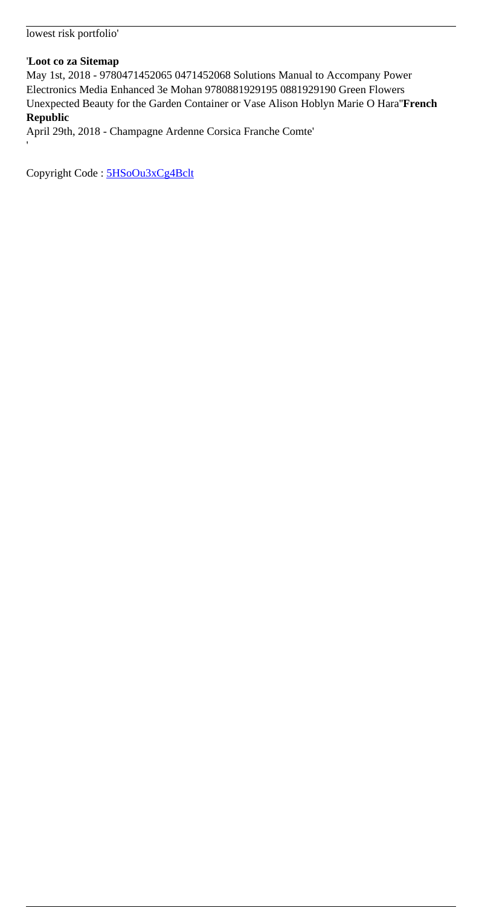lowest risk portfolio'

'**Loot co za Sitemap**

May 1st, 2018 - 9780471452065 0471452068 Solutions Manual to Accompany Power Electronics Media Enhanced 3e Mohan 9780881929195 0881929190 Green Flowers Unexpected Beauty for the Garden Container or Vase Alison Hoblyn Marie O Hara''**French Republic**

April 29th, 2018 - Champagne Ardenne Corsica Franche Comte'

'

Copyright Code : 5HSoOu3xCg4Bclt